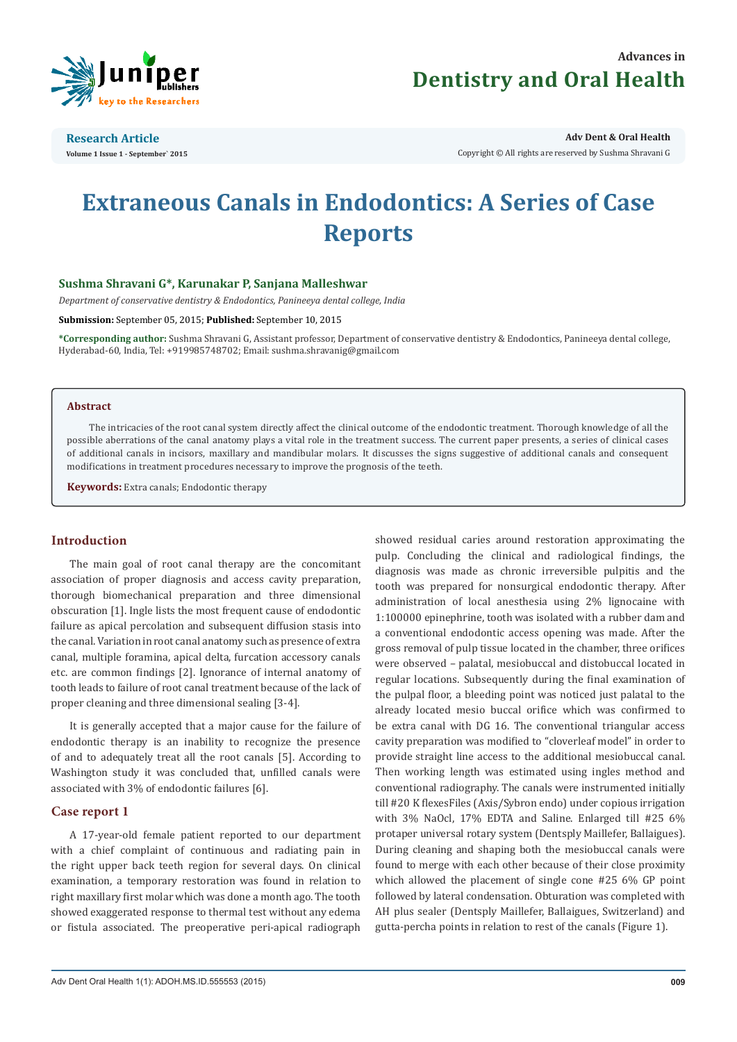# Extraneous Canals in Endodontics: A Series of Case Reports

**Sushma Shravani G*, Karunakar P, Sanjana Malleshwar**

*Department of conservative dentistry & Endodontics, Panineeya dental college, India*

**Submission:** September 05, 2015; **Published:** September 10, 2015

***Corresponding author:** Sushma Shravani G, Assistant professor, Department of conservative dentistry & Endodontics, Panineeya dental college, Hyderabad-60, India, Tel: +919985748702; Email: sushma.shravanig@gmail.com

## Abstract

The intricacies of the root canal system directly affect the clinical outcome of the endodontic treatment. Thorough knowledge of all the possible aberrations of the canal anatomy plays a vital role in the treatment success. The current paper presents, a series of clinical cases of additional canals in incisors, maxillary and mandibular molars. It discusses the signs suggestive of additional canals and consequent modifications in treatment procedures necessary to improve the prognosis of the teeth.

**Keywords:** Extra canals; Endodontic therapy

## Introduction

The main goal of root canal therapy are the concomitant association of proper diagnosis and access cavity preparation, thorough biomechanical preparation and three dimensional obscuration [1]. Ingle lists the most frequent cause of endodontic failure as apical percolation and subsequent diffusion stasis into the canal. Variation in root canal anatomy such as presence of extra canal, multiple foramina, apical delta, furcation accessory canals etc. are common findings [2]. Ignorance of internal anatomy of tooth leads to failure of root canal treatment because of the lack of proper cleaning and three dimensional sealing [3-4].

It is generally accepted that a major cause for the failure of endodontic therapy is an inability to recognize the presence of and to adequately treat all the root canals [5]. According to Washington study it was concluded that, unfilled canals were associated with 3% of endodontic failures [6].

## Case report 1

A 17-year-old female patient reported to our department with a chief complaint of continuous and radiating pain in the right upper back teeth region for several days. On clinical examination, a temporary restoration was found in relation to right maxillary first molar which was done a month ago. The tooth showed exaggerated response to thermal test without any edema or fistula associated. The preoperative peri-apical radiograph showed residual caries around restoration approximating the pulp. Concluding the clinical and radiological findings, the diagnosis was made as chronic irreversible pulpitis and the tooth was prepared for nonsurgical endodontic therapy. After administration of local anesthesia using 2% lignocaine with 1:100000 epinephrine, tooth was isolated with a rubber dam and a conventional endodontic access opening was made. After the gross removal of pulp tissue located in the chamber, three orifices were observed – palatal, mesiobuccal and distobuccal located in regular locations. Subsequently during the final examination of the pulpal floor, a bleeding point was noticed just palatal to the already located mesio buccal orifice which was confirmed to be extra canal with DG 16. The conventional triangular access cavity preparation was modified to "cloverleaf model" in order to provide straight line access to the additional mesiobuccal canal. Then working length was estimated using ingles method and conventional radiography. The canals were instrumented initially till #20 K flexesFiles (Axis/Sybron endo) under copious irrigation with 3% NaOcl, 17% EDTA and Saline. Enlarged till #25 6% protaper universal rotary system (Dentsply Maillefer, Ballaigues). During cleaning and shaping both the mesiobuccal canals were found to merge with each other because of their close proximity which allowed the placement of single cone #25 6% GP point followed by lateral condensation. Obturation was completed with AH plus sealer (Dentsply Maillefer, Ballaigues, Switzerland) and gutta-percha points in relation to rest of the canals (Figure 1).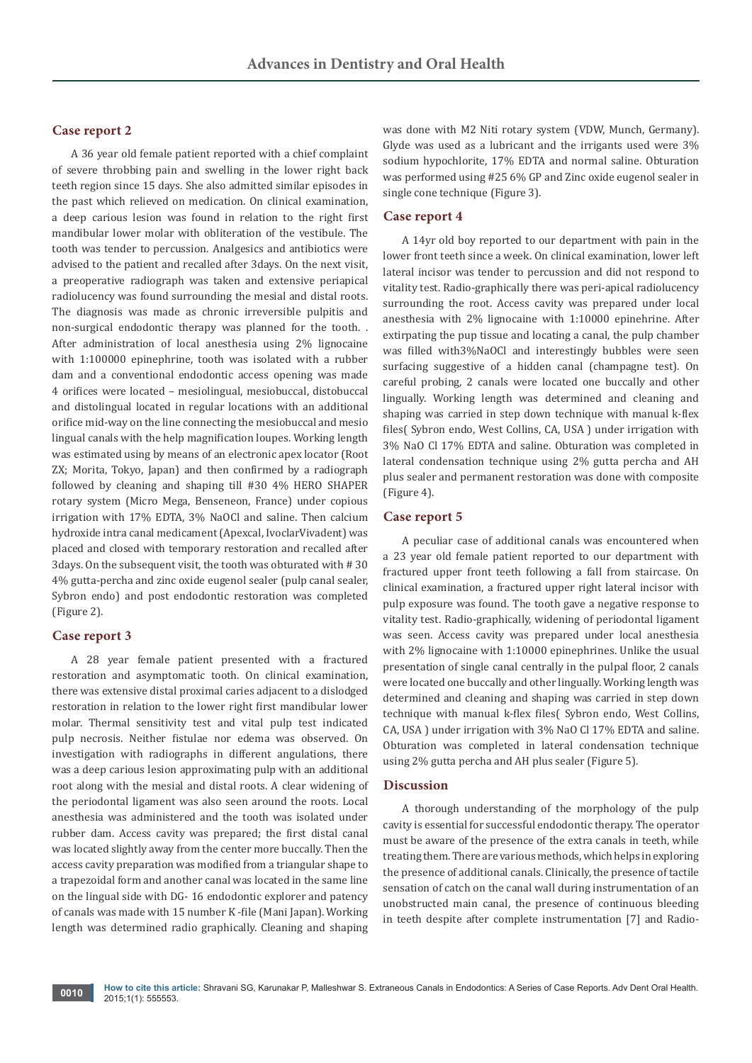## Case report 2

A 36 year old female patient reported with a chief complaint of severe throbbing pain and swelling in the lower right back teeth region since 15 days. She also admitted similar episodes in the past which relieved on medication. On clinical examination, a deep carious lesion was found in relation to the right first mandibular lower molar with obliteration of the vestibule. The tooth was tender to percussion. Analgesics and antibiotics were advised to the patient and recalled after 3days. On the next visit, a preoperative radiograph was taken and extensive periapical radiolucency was found surrounding the mesial and distal roots. The diagnosis was made as chronic irreversible pulpitis and non-surgical endodontic therapy was planned for the tooth. . After administration of local anesthesia using 2% lignocaine with 1:100000 epinephrine, tooth was isolated with a rubber dam and a conventional endodontic access opening was made 4 orifices were located – mesiolingual, mesiobuccal, distobuccal and distolingual located in regular locations with an additional orifice mid-way on the line connecting the mesiobuccal and mesio lingual canals with the help magnification loupes. Working length was estimated using by means of an electronic apex locator (Root ZX; Morita, Tokyo, Japan) and then confirmed by a radiograph followed by cleaning and shaping till #30 4% HERO SHAPER rotary system (Micro Mega, Benseneon, France) under copious irrigation with 17% EDTA, 3% NaOCl and saline. Then calcium hydroxide intra canal medicament (Apexcal, IvoclarVivadent) was placed and closed with temporary restoration and recalled after 3days. On the subsequent visit, the tooth was obturated with # 30 4% gutta-percha and zinc oxide eugenol sealer (pulp canal sealer, Sybron endo) and post endodontic restoration was completed (Figure 2).

## Case report 3

A 28 year female patient presented with a fractured restoration and asymptomatic tooth. On clinical examination, there was extensive distal proximal caries adjacent to a dislodged restoration in relation to the lower right first mandibular lower molar. Thermal sensitivity test and vital pulp test indicated pulp necrosis. Neither fistulae nor edema was observed. On investigation with radiographs in different angulations, there was a deep carious lesion approximating pulp with an additional root along with the mesial and distal roots. A clear widening of the periodontal ligament was also seen around the roots. Local anesthesia was administered and the tooth was isolated under rubber dam. Access cavity was prepared; the first distal canal was located slightly away from the center more buccally. Then the access cavity preparation was modified from a triangular shape to a trapezoidal form and another canal was located in the same line on the lingual side with DG- 16 endodontic explorer and patency of canals was made with 15 number K -file (Mani Japan). Working length was determined radio graphically. Cleaning and shaping was done with M2 Niti rotary system (VDW, Munch, Germany). Glyde was used as a lubricant and the irrigants used were 3% sodium hypochlorite, 17% EDTA and normal saline. Obturation was performed using #25 6% GP and Zinc oxide eugenol sealer in single cone technique (Figure 3).

## Case report 4

A 14yr old boy reported to our department with pain in the lower front teeth since a week. On clinical examination, lower left lateral incisor was tender to percussion and did not respond to vitality test. Radio-graphically there was peri-apical radiolucency surrounding the root. Access cavity was prepared under local anesthesia with 2% lignocaine with 1:10000 epinehrine. After extirpating the pup tissue and locating a canal, the pulp chamber was filled with3%NaOCl and interestingly bubbles were seen surfacing suggestive of a hidden canal (champagne test). On careful probing, 2 canals were located one buccally and other lingually. Working length was determined and cleaning and shaping was carried in step down technique with manual k-flex files( Sybron endo, West Collins, CA, USA ) under irrigation with 3% NaO Cl 17% EDTA and saline. Obturation was completed in lateral condensation technique using 2% gutta percha and AH plus sealer and permanent restoration was done with composite (Figure 4).

## Case report 5

A peculiar case of additional canals was encountered when a 23 year old female patient reported to our department with fractured upper front teeth following a fall from staircase. On clinical examination, a fractured upper right lateral incisor with pulp exposure was found. The tooth gave a negative response to vitality test. Radio-graphically, widening of periodontal ligament was seen. Access cavity was prepared under local anesthesia with 2% lignocaine with 1:10000 epinephrines. Unlike the usual presentation of single canal centrally in the pulpal floor, 2 canals were located one buccally and other lingually. Working length was determined and cleaning and shaping was carried in step down technique with manual k-flex files( Sybron endo, West Collins, CA, USA ) under irrigation with 3% NaO Cl 17% EDTA and saline. Obturation was completed in lateral condensation technique using 2% gutta percha and AH plus sealer (Figure 5).

## Discussion

A thorough understanding of the morphology of the pulp cavity is essential for successful endodontic therapy. The operator must be aware of the presence of the extra canals in teeth, while treating them. There are various methods, which helps in exploring the presence of additional canals. Clinically, the presence of tactile sensation of catch on the canal wall during instrumentation of an unobstructed main canal, the presence of continuous bleeding in teeth despite after complete instrumentation [7] and Radio-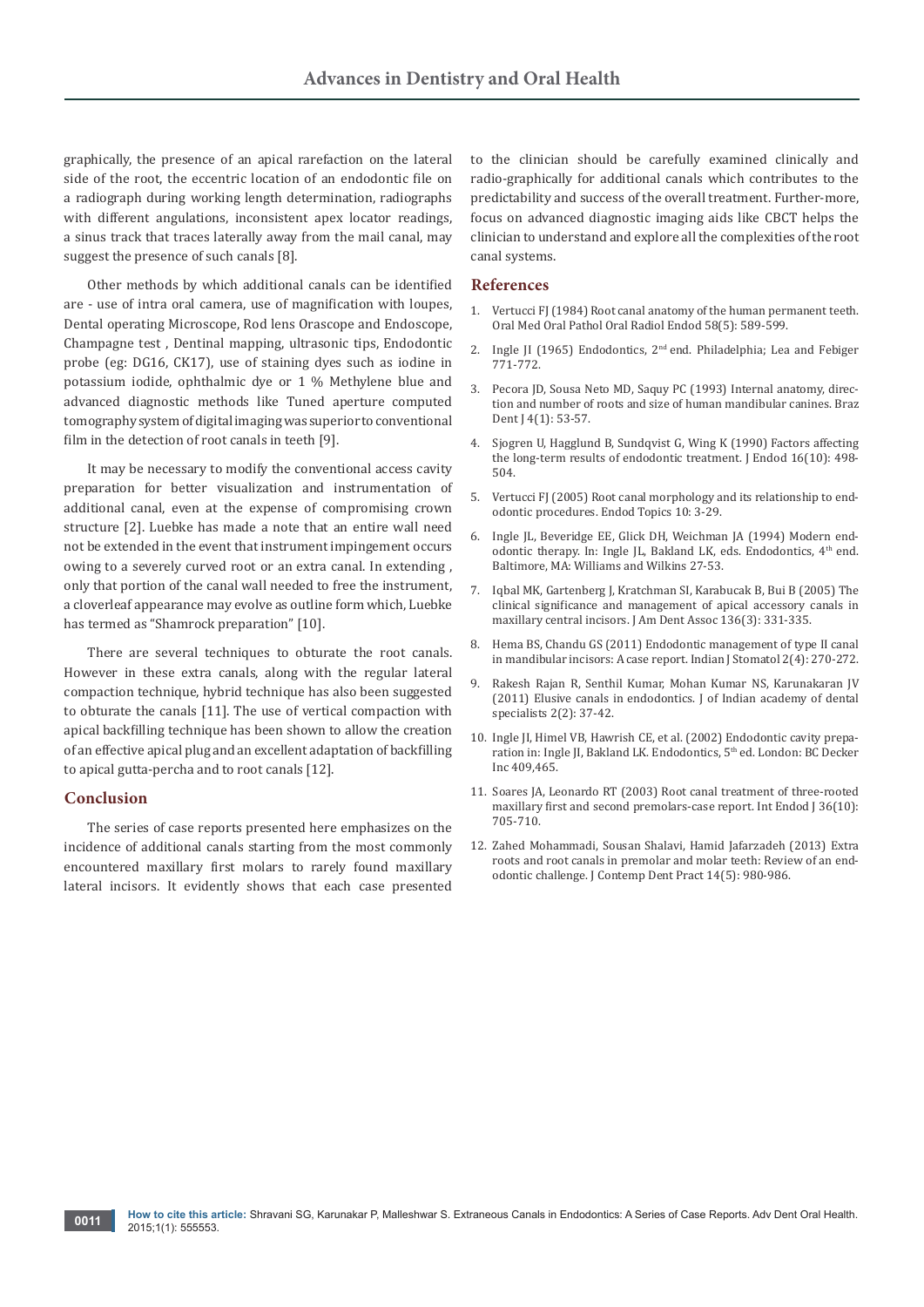graphically, the presence of an apical rarefaction on the lateral side of the root, the eccentric location of an endodontic file on a radiograph during working length determination, radiographs with different angulations, inconsistent apex locator readings, a sinus track that traces laterally away from the mail canal, may suggest the presence of such canals [8].

Other methods by which additional canals can be identified are - use of intra oral camera, use of magnification with loupes, Dental operating Microscope, Rod lens Orascope and Endoscope, Champagne test , Dentinal mapping, ultrasonic tips, Endodontic probe (eg: DG16, CK17), use of staining dyes such as iodine in potassium iodide, ophthalmic dye or 1 % Methylene blue and advanced diagnostic methods like Tuned aperture computed tomography system of digital imaging was superior to conventional film in the detection of root canals in teeth [9].

It may be necessary to modify the conventional access cavity preparation for better visualization and instrumentation of additional canal, even at the expense of compromising crown structure [2]. Luebke has made a note that an entire wall need not be extended in the event that instrument impingement occurs owing to a severely curved root or an extra canal. In extending , only that portion of the canal wall needed to free the instrument, a cloverleaf appearance may evolve as outline form which, Luebke has termed as "Shamrock preparation" [10].

There are several techniques to obturate the root canals. However in these extra canals, along with the regular lateral compaction technique, hybrid technique has also been suggested to obturate the canals [11]. The use of vertical compaction with apical backfilling technique has been shown to allow the creation of an effective apical plug and an excellent adaptation of backfilling to apical gutta-percha and to root canals [12].

## Conclusion

The series of case reports presented here emphasizes on the incidence of additional canals starting from the most commonly encountered maxillary first molars to rarely found maxillary lateral incisors. It evidently shows that each case presented to the clinician should be carefully examined clinically and radio-graphically for additional canals which contributes to the predictability and success of the overall treatment. Further-more, focus on advanced diagnostic imaging aids like CBCT helps the clinician to understand and explore all the complexities of the root canal systems.

## References

1. Vertucci FJ (1984) Root canal anatomy of the human permanent teeth. Oral Med Oral Pathol Oral Radiol Endod 58(5): 589-599.
2. Ingle JI (1965) Endodontics, 2nd end. Philadelphia; Lea and Febiger 771-772.
3. Pecora JD, Sousa Neto MD, Saquy PC (1993) Internal anatomy, direction and number of roots and size of human mandibular canines. Braz Dent J 4(1): 53-57.
4. Sjogren U, Hagglund B, Sundqvist G, Wing K (1990) Factors affecting the long-term results of endodontic treatment. J Endod 16(10): 498-504.
5. Vertucci FJ (2005) Root canal morphology and its relationship to endodontic procedures. Endod Topics 10: 3-29.
6. Ingle JL, Beveridge EE, Glick DH, Weichman JA (1994) Modern endodontic therapy. In: Ingle JL, Bakland LK, eds. Endodontics, 4th end. Baltimore, MA: Williams and Wilkins 27-53.
7. Iqbal MK, Gartenberg J, Kratchman SI, Karabucak B, Bui B (2005) The clinical significance and management of apical accessory canals in maxillary central incisors. J Am Dent Assoc 136(3): 331-335.
8. Hema BS, Chandu GS (2011) Endodontic management of type II canal in mandibular incisors: A case report. Indian J Stomatol 2(4): 270-272.
9. Rakesh Rajan R, Senthil Kumar, Mohan Kumar NS, Karunakaran JV (2011) Elusive canals in endodontics. J of Indian academy of dental specialists 2(2): 37-42.
10. Ingle JI, Himel VB, Hawrish CE, et al. (2002) Endodontic cavity preparation in: Ingle JI, Bakland LK. Endodontics, 5th ed. London: BC Decker Inc 409,465.
11. Soares JA, Leonardo RT (2003) Root canal treatment of three-rooted maxillary first and second premolars-case report. Int Endod J 36(10): 705-710.
12. Zahed Mohammadi, Sousan Shalavi, Hamid Jafarzadeh (2013) Extra roots and root canals in premolar and molar teeth: Review of an endodontic challenge. J Contemp Dent Pract 14(5): 980-986.